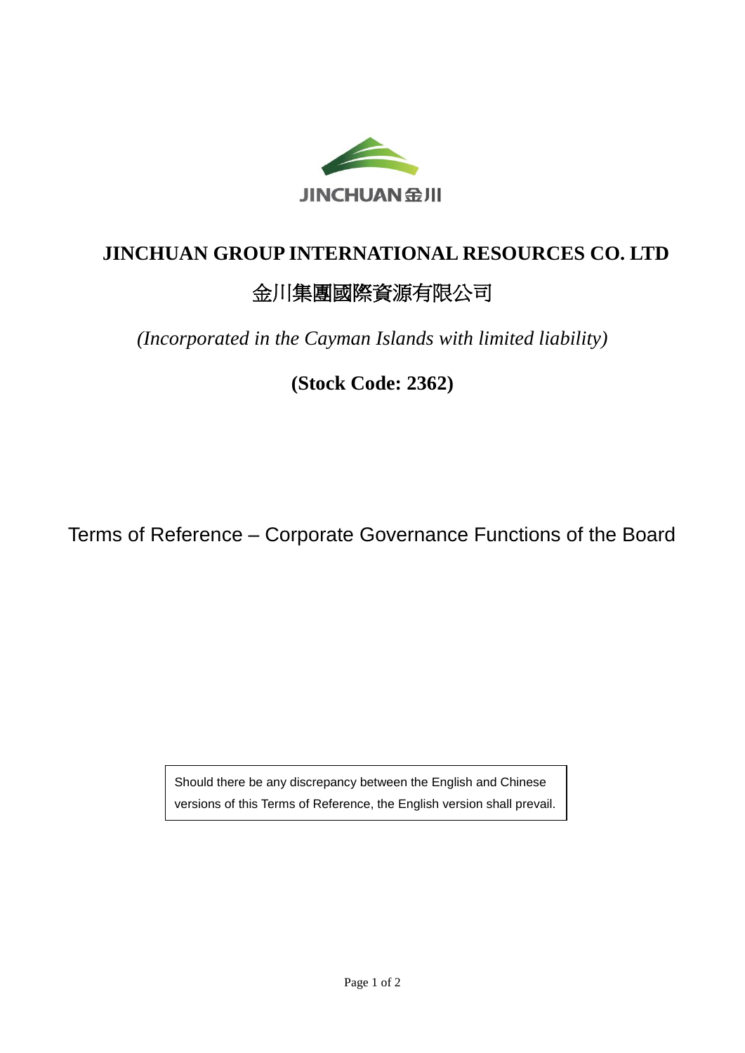# JINCHUAN GROUP INTERNATIONAL RESOURCES CO. LTD

# 金川集團國際資源有限公司

*(Incorporated in the Cayman Islands with limited liability)*

**(Stock Code: 2362)**

## Terms of Reference – Corporate Governance Functions of the Board

Should there be any discrepancy between the English and Chinese versions of this Terms of Reference, the English version shall prevail.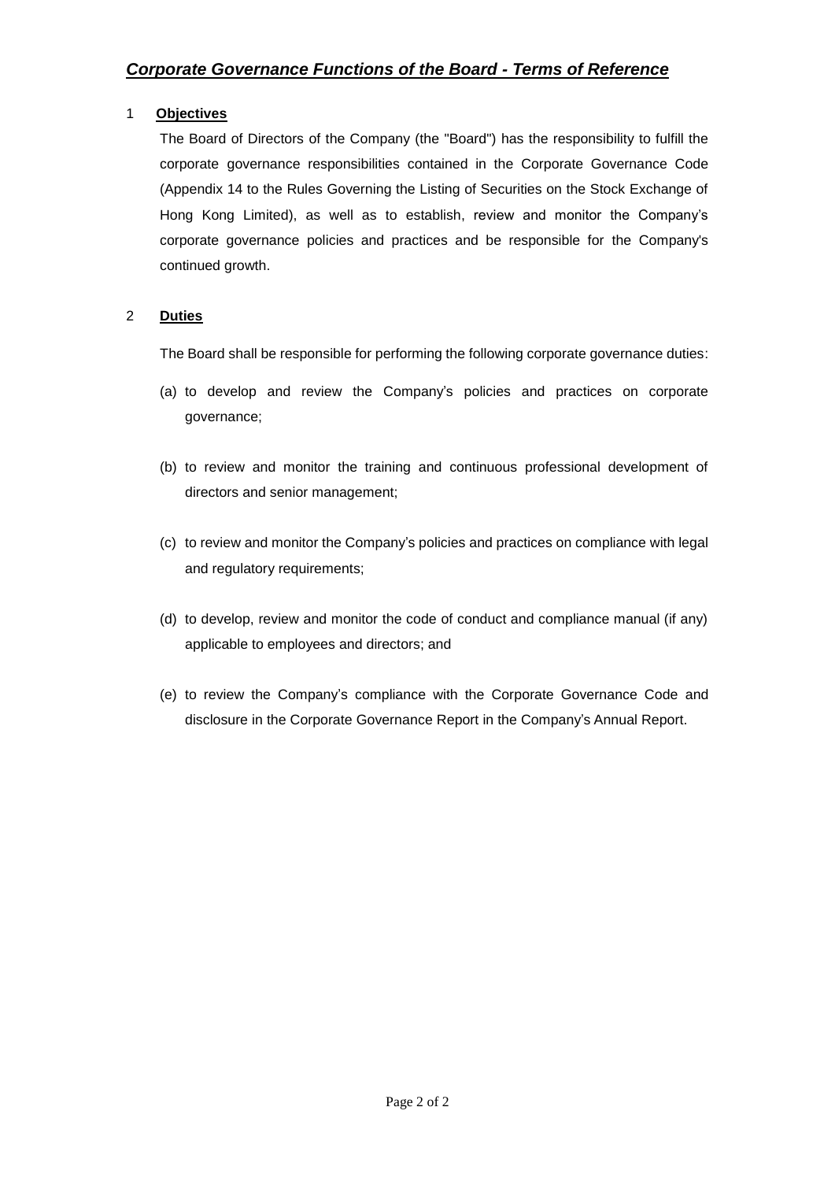## ***Corporate Governance Functions of the Board - Terms of Reference***

### 1 **Objectives**

The Board of Directors of the Company (the "Board") has the responsibility to fulfill the corporate governance responsibilities contained in the Corporate Governance Code (Appendix 14 to the Rules Governing the Listing of Securities on the Stock Exchange of Hong Kong Limited), as well as to establish, review and monitor the Company's corporate governance policies and practices and be responsible for the Company's continued growth.

### 2 **Duties**

The Board shall be responsible for performing the following corporate governance duties:

(a) to develop and review the Company's policies and practices on corporate governance;

(b) to review and monitor the training and continuous professional development of directors and senior management;

(c) to review and monitor the Company's policies and practices on compliance with legal and regulatory requirements;

(d) to develop, review and monitor the code of conduct and compliance manual (if any) applicable to employees and directors; and

(e) to review the Company's compliance with the Corporate Governance Code and disclosure in the Corporate Governance Report in the Company's Annual Report.